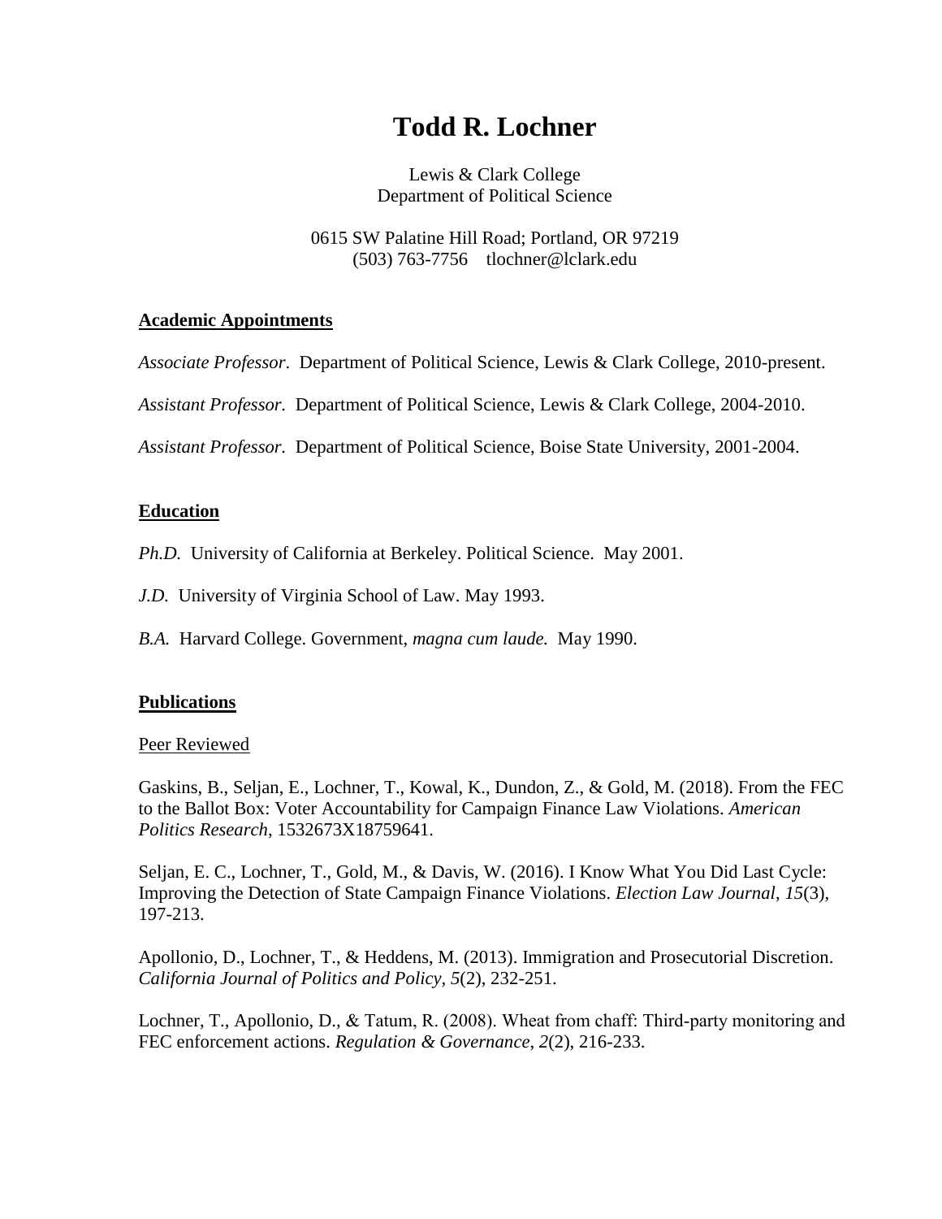# Todd R. Lochner

Lewis & Clark College
Department of Political Science

0615 SW Palatine Hill Road; Portland, OR 97219
(503) 763-7756 tlochner@lclark.edu

## Academic Appointments

*Associate Professor*. Department of Political Science, Lewis & Clark College, 2010-present.

*Assistant Professor*. Department of Political Science, Lewis & Clark College, 2004-2010.

*Assistant Professor*. Department of Political Science, Boise State University, 2001-2004.

## Education

*Ph.D.* University of California at Berkeley. Political Science. May 2001.

*J.D.* University of Virginia School of Law. May 1993.

*B.A.* Harvard College. Government, *magna cum laude.* May 1990.

## Publications

### Peer Reviewed

Gaskins, B., Seljan, E., Lochner, T., Kowal, K., Dundon, Z., & Gold, M. (2018). From the FEC to the Ballot Box: Voter Accountability for Campaign Finance Law Violations. *American Politics Research*, 1532673X18759641.

Seljan, E. C., Lochner, T., Gold, M., & Davis, W. (2016). I Know What You Did Last Cycle: Improving the Detection of State Campaign Finance Violations. *Election Law Journal*, *15*(3), 197-213.

Apollonio, D., Lochner, T., & Heddens, M. (2013). Immigration and Prosecutorial Discretion. *California Journal of Politics and Policy*, *5*(2), 232-251.

Lochner, T., Apollonio, D., & Tatum, R. (2008). Wheat from chaff: Third-party monitoring and FEC enforcement actions. *Regulation & Governance*, *2*(2), 216-233.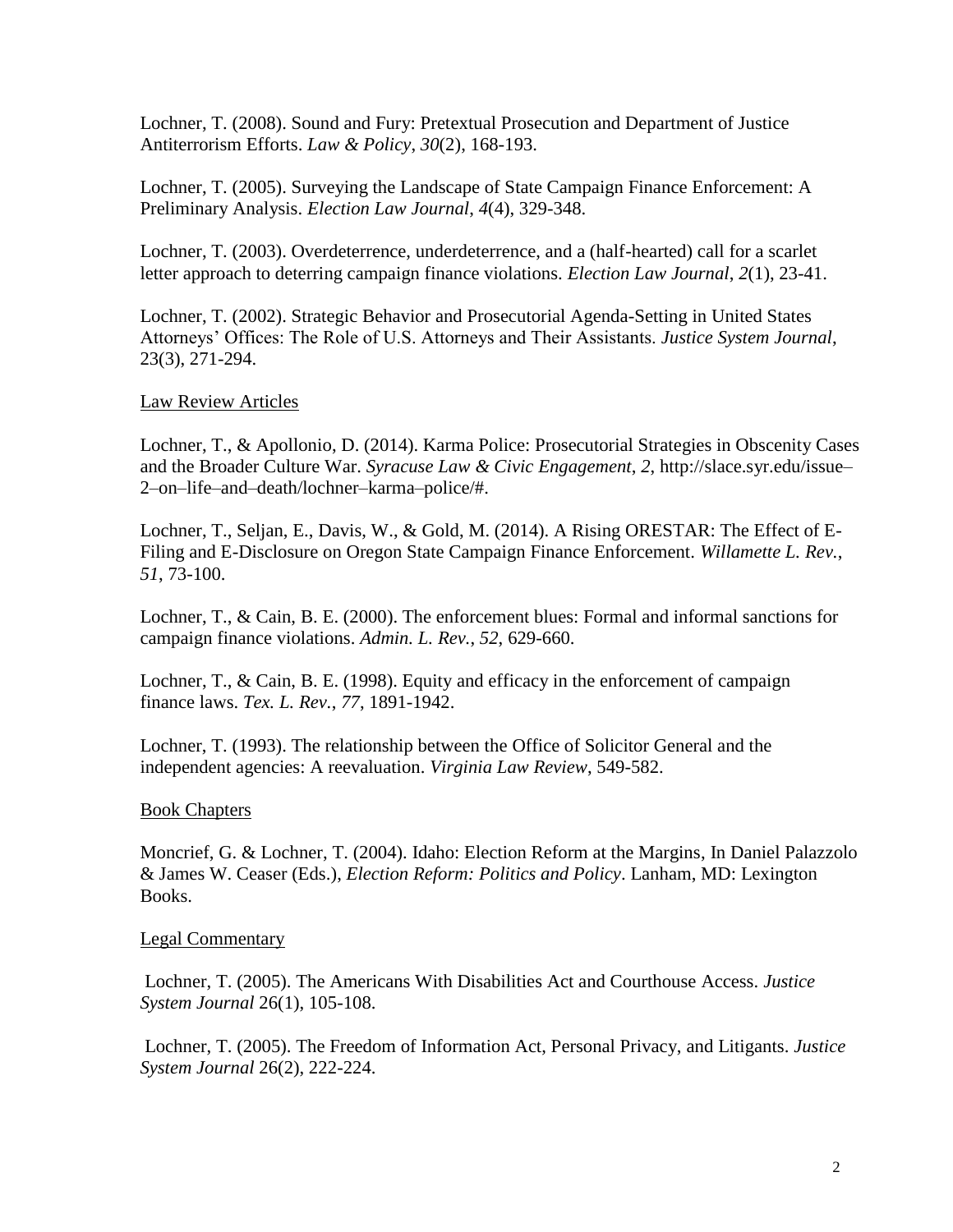Lochner, T. (2008). Sound and Fury: Pretextual Prosecution and Department of Justice Antiterrorism Efforts. *Law & Policy*, *30*(2), 168-193.

Lochner, T. (2005). Surveying the Landscape of State Campaign Finance Enforcement: A Preliminary Analysis. *Election Law Journal*, *4*(4), 329-348.

Lochner, T. (2003). Overdeterrence, underdeterrence, and a (half-hearted) call for a scarlet letter approach to deterring campaign finance violations. *Election Law Journal*, *2*(1), 23-41.

Lochner, T. (2002). Strategic Behavior and Prosecutorial Agenda-Setting in United States Attorneys' Offices: The Role of U.S. Attorneys and Their Assistants. *Justice System Journal*, 23(3), 271-294.

Law Review Articles

Lochner, T., & Apollonio, D. (2014). Karma Police: Prosecutorial Strategies in Obscenity Cases and the Broader Culture War. *Syracuse Law & Civic Engagement*, *2*, http://slace.syr.edu/issue–2–on–life–and–death/lochner–karma–police/#.

Lochner, T., Seljan, E., Davis, W., & Gold, M. (2014). A Rising ORESTAR: The Effect of E-Filing and E-Disclosure on Oregon State Campaign Finance Enforcement. *Willamette L. Rev.*, *51*, 73-100.

Lochner, T., & Cain, B. E. (2000). The enforcement blues: Formal and informal sanctions for campaign finance violations. *Admin. L. Rev.*, *52*, 629-660.

Lochner, T., & Cain, B. E. (1998). Equity and efficacy in the enforcement of campaign finance laws. *Tex. L. Rev.*, *77*, 1891-1942.

Lochner, T. (1993). The relationship between the Office of Solicitor General and the independent agencies: A reevaluation. *Virginia Law Review*, 549-582.

Book Chapters

Moncrief, G. & Lochner, T. (2004). Idaho: Election Reform at the Margins, In Daniel Palazzolo & James W. Ceaser (Eds.), *Election Reform: Politics and Policy*. Lanham, MD: Lexington Books.

Legal Commentary

Lochner, T. (2005). The Americans With Disabilities Act and Courthouse Access. *Justice System Journal* 26(1), 105-108.

Lochner, T. (2005). The Freedom of Information Act, Personal Privacy, and Litigants. *Justice System Journal* 26(2), 222-224.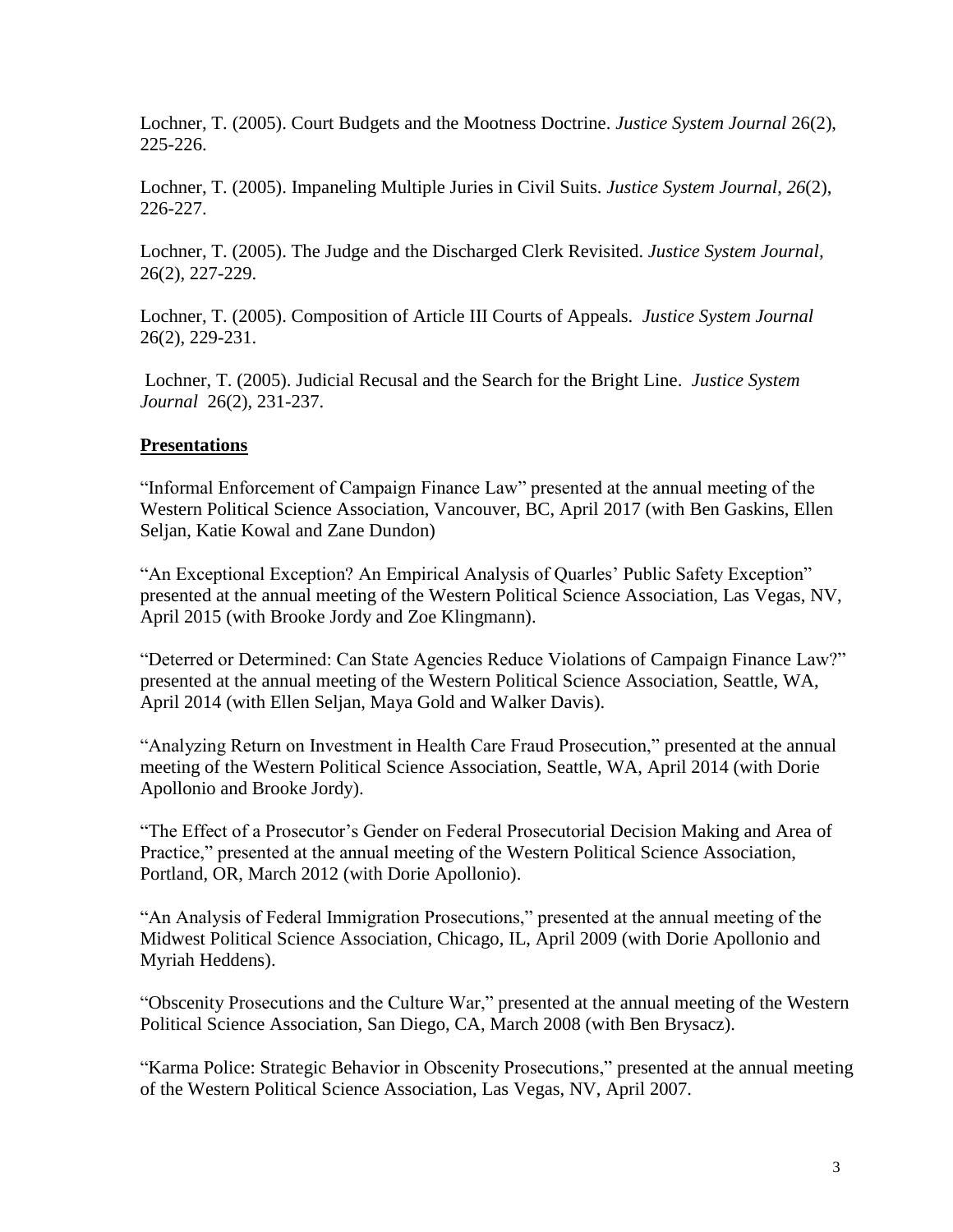Lochner, T. (2005). Court Budgets and the Mootness Doctrine. *Justice System Journal* 26(2), 225-226.

Lochner, T. (2005). Impaneling Multiple Juries in Civil Suits. *Justice System Journal*, *26*(2), 226-227.

Lochner, T. (2005). The Judge and the Discharged Clerk Revisited. *Justice System Journal*, 26(2), 227-229.

Lochner, T. (2005). Composition of Article III Courts of Appeals. *Justice System Journal* 26(2), 229-231.

Lochner, T. (2005). Judicial Recusal and the Search for the Bright Line. *Justice System Journal* 26(2), 231-237.

## **Presentations**

"Informal Enforcement of Campaign Finance Law" presented at the annual meeting of the Western Political Science Association, Vancouver, BC, April 2017 (with Ben Gaskins, Ellen Seljan, Katie Kowal and Zane Dundon)

"An Exceptional Exception? An Empirical Analysis of Quarles' Public Safety Exception" presented at the annual meeting of the Western Political Science Association, Las Vegas, NV, April 2015 (with Brooke Jordy and Zoe Klingmann).

"Deterred or Determined: Can State Agencies Reduce Violations of Campaign Finance Law?" presented at the annual meeting of the Western Political Science Association, Seattle, WA, April 2014 (with Ellen Seljan, Maya Gold and Walker Davis).

"Analyzing Return on Investment in Health Care Fraud Prosecution," presented at the annual meeting of the Western Political Science Association, Seattle, WA, April 2014 (with Dorie Apollonio and Brooke Jordy).

"The Effect of a Prosecutor's Gender on Federal Prosecutorial Decision Making and Area of Practice," presented at the annual meeting of the Western Political Science Association, Portland, OR, March 2012 (with Dorie Apollonio).

"An Analysis of Federal Immigration Prosecutions," presented at the annual meeting of the Midwest Political Science Association, Chicago, IL, April 2009 (with Dorie Apollonio and Myriah Heddens).

"Obscenity Prosecutions and the Culture War," presented at the annual meeting of the Western Political Science Association, San Diego, CA, March 2008 (with Ben Brysacz).

"Karma Police: Strategic Behavior in Obscenity Prosecutions," presented at the annual meeting of the Western Political Science Association, Las Vegas, NV, April 2007.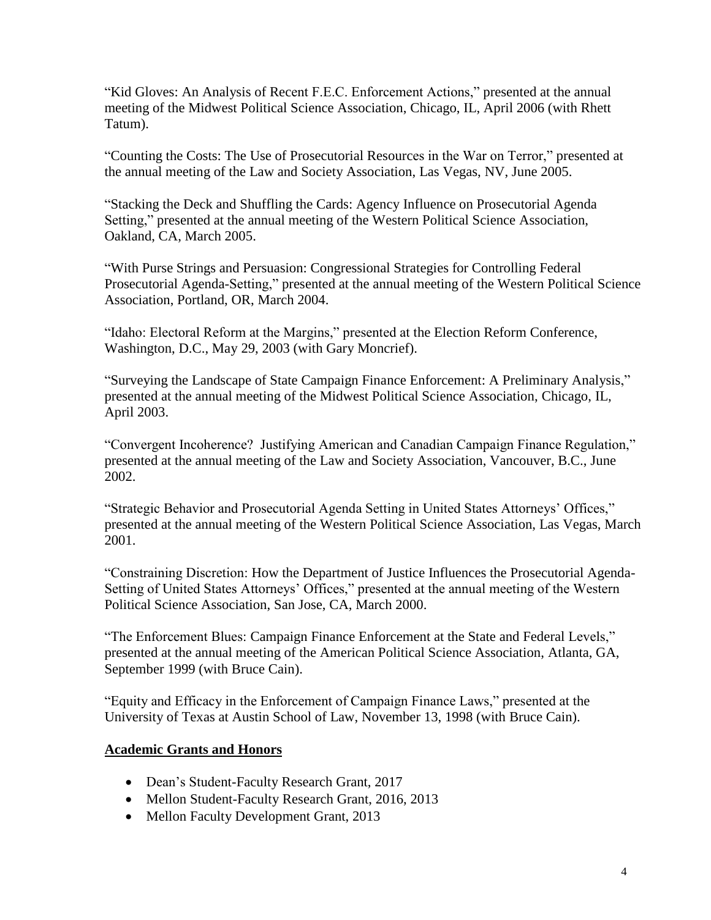"Kid Gloves: An Analysis of Recent F.E.C. Enforcement Actions," presented at the annual meeting of the Midwest Political Science Association, Chicago, IL, April 2006 (with Rhett Tatum).

"Counting the Costs: The Use of Prosecutorial Resources in the War on Terror," presented at the annual meeting of the Law and Society Association, Las Vegas, NV, June 2005.

"Stacking the Deck and Shuffling the Cards: Agency Influence on Prosecutorial Agenda Setting," presented at the annual meeting of the Western Political Science Association, Oakland, CA, March 2005.

"With Purse Strings and Persuasion: Congressional Strategies for Controlling Federal Prosecutorial Agenda-Setting," presented at the annual meeting of the Western Political Science Association, Portland, OR, March 2004.

"Idaho: Electoral Reform at the Margins," presented at the Election Reform Conference, Washington, D.C., May 29, 2003 (with Gary Moncrief).

"Surveying the Landscape of State Campaign Finance Enforcement: A Preliminary Analysis," presented at the annual meeting of the Midwest Political Science Association, Chicago, IL, April 2003.

"Convergent Incoherence? Justifying American and Canadian Campaign Finance Regulation," presented at the annual meeting of the Law and Society Association, Vancouver, B.C., June 2002.

"Strategic Behavior and Prosecutorial Agenda Setting in United States Attorneys' Offices," presented at the annual meeting of the Western Political Science Association, Las Vegas, March 2001.

"Constraining Discretion: How the Department of Justice Influences the Prosecutorial Agenda-Setting of United States Attorneys' Offices," presented at the annual meeting of the Western Political Science Association, San Jose, CA, March 2000.

"The Enforcement Blues: Campaign Finance Enforcement at the State and Federal Levels," presented at the annual meeting of the American Political Science Association, Atlanta, GA, September 1999 (with Bruce Cain).

"Equity and Efficacy in the Enforcement of Campaign Finance Laws," presented at the University of Texas at Austin School of Law, November 13, 1998 (with Bruce Cain).

## Academic Grants and Honors

- Dean's Student-Faculty Research Grant, 2017
- Mellon Student-Faculty Research Grant, 2016, 2013
- Mellon Faculty Development Grant, 2013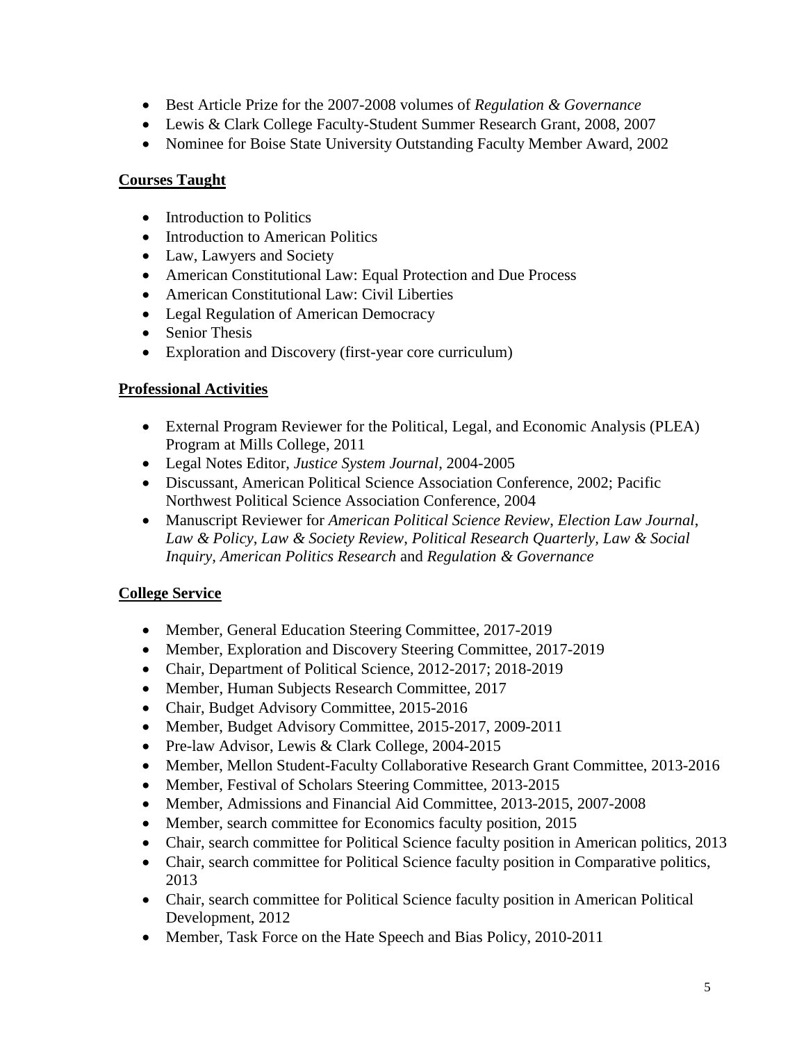- Best Article Prize for the 2007-2008 volumes of *Regulation & Governance*
- Lewis & Clark College Faculty-Student Summer Research Grant, 2008, 2007
- Nominee for Boise State University Outstanding Faculty Member Award, 2002

## Courses Taught

- Introduction to Politics
- Introduction to American Politics
- Law, Lawyers and Society
- American Constitutional Law: Equal Protection and Due Process
- American Constitutional Law: Civil Liberties
- Legal Regulation of American Democracy
- Senior Thesis
- Exploration and Discovery (first-year core curriculum)

## Professional Activities

- External Program Reviewer for the Political, Legal, and Economic Analysis (PLEA) Program at Mills College, 2011
- Legal Notes Editor, *Justice System Journal*, 2004-2005
- Discussant, American Political Science Association Conference, 2002; Pacific Northwest Political Science Association Conference, 2004
- Manuscript Reviewer for *American Political Science Review*, *Election Law Journal, Law & Policy*, *Law & Society Review*, *Political Research Quarterly*, *Law & Social Inquiry, American Politics Research* and *Regulation & Governance*

## College Service

- Member, General Education Steering Committee, 2017-2019
- Member, Exploration and Discovery Steering Committee, 2017-2019
- Chair, Department of Political Science, 2012-2017; 2018-2019
- Member, Human Subjects Research Committee, 2017
- Chair, Budget Advisory Committee, 2015-2016
- Member, Budget Advisory Committee, 2015-2017, 2009-2011
- Pre-law Advisor, Lewis & Clark College, 2004-2015
- Member, Mellon Student-Faculty Collaborative Research Grant Committee, 2013-2016
- Member, Festival of Scholars Steering Committee, 2013-2015
- Member, Admissions and Financial Aid Committee, 2013-2015, 2007-2008
- Member, search committee for Economics faculty position, 2015
- Chair, search committee for Political Science faculty position in American politics, 2013
- Chair, search committee for Political Science faculty position in Comparative politics, 2013
- Chair, search committee for Political Science faculty position in American Political Development, 2012
- Member, Task Force on the Hate Speech and Bias Policy, 2010-2011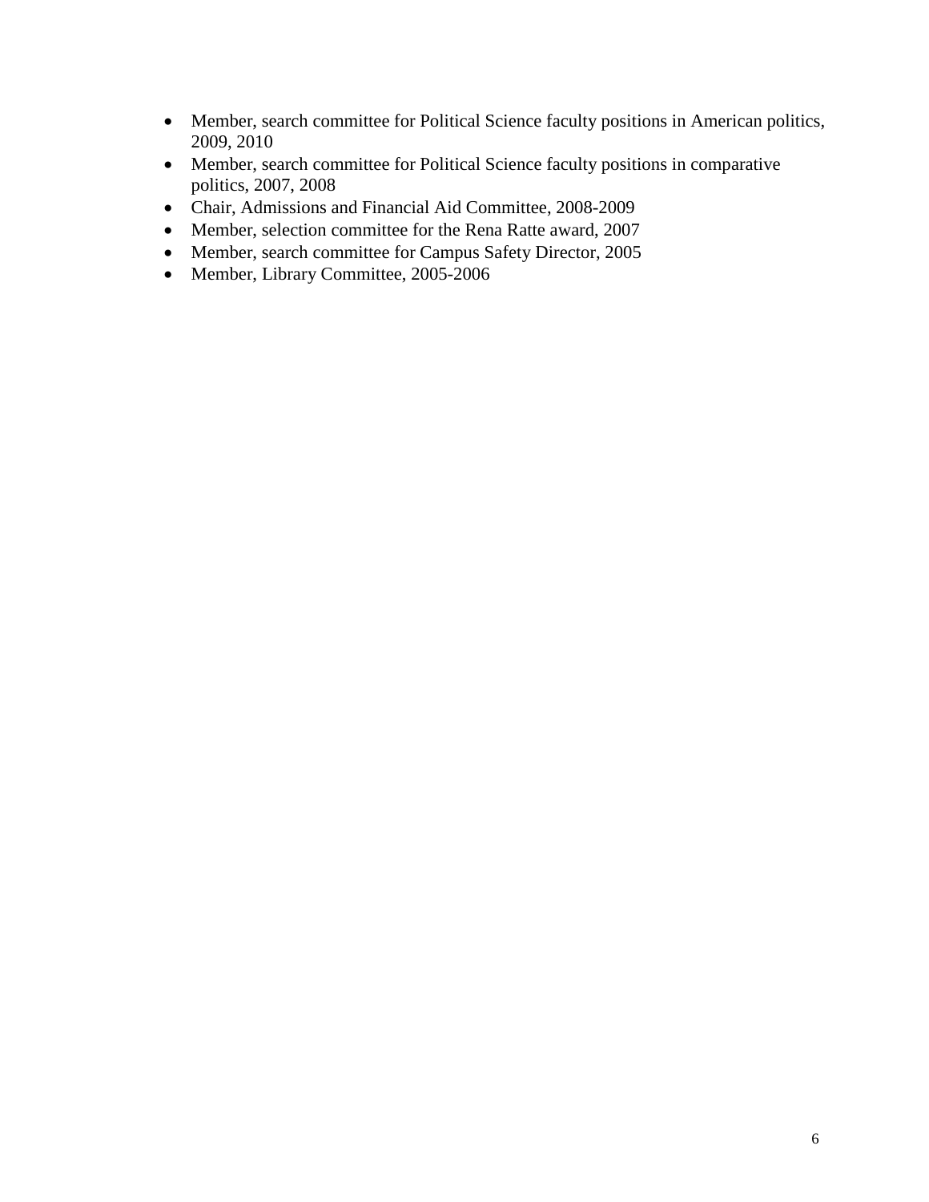- Member, search committee for Political Science faculty positions in American politics, 2009, 2010
- Member, search committee for Political Science faculty positions in comparative politics, 2007, 2008
- Chair, Admissions and Financial Aid Committee, 2008-2009
- Member, selection committee for the Rena Ratte award, 2007
- Member, search committee for Campus Safety Director, 2005
- Member, Library Committee, 2005-2006